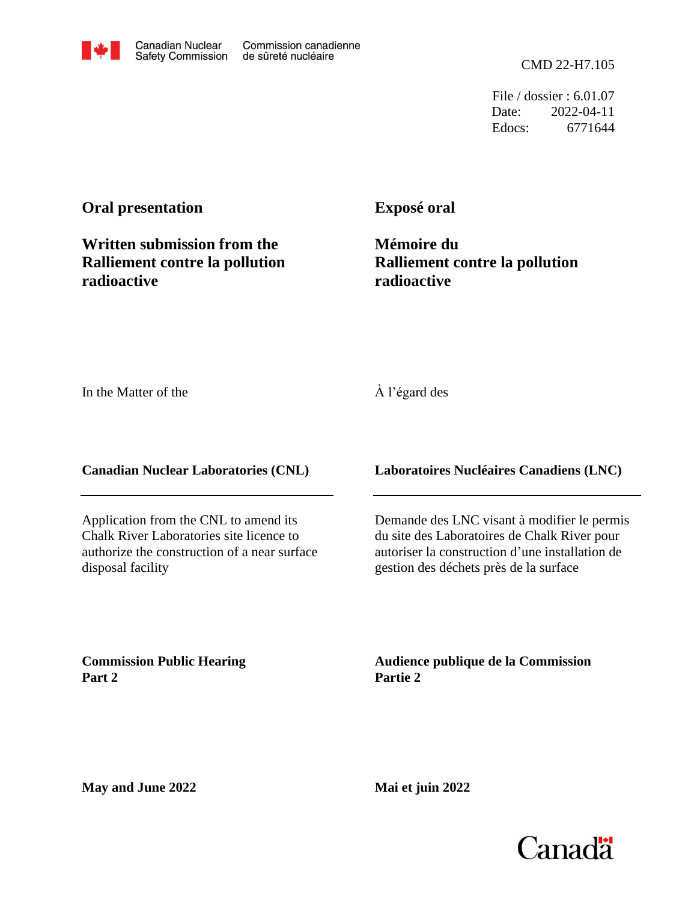CMD 22-H7.105

File / dossier : 6.01.07
Date: 2022-04-11
Edocs: 6771644

**Oral presentation**

**Written submission from the Ralliement contre la pollution radioactive**

**Exposé oral**

**Mémoire du Ralliement contre la pollution radioactive**

In the Matter of the

À l'égard des

**Canadian Nuclear Laboratories (CNL)**

**Laboratoires Nucléaires Canadiens (LNC)**

Application from the CNL to amend its Chalk River Laboratories site licence to authorize the construction of a near surface disposal facility

Demande des LNC visant à modifier le permis du site des Laboratoires de Chalk River pour autoriser la construction d'une installation de gestion des déchets près de la surface

**Commission Public Hearing Part 2**

**Audience publique de la Commission Partie 2**

**May and June 2022**

**Mai et juin 2022**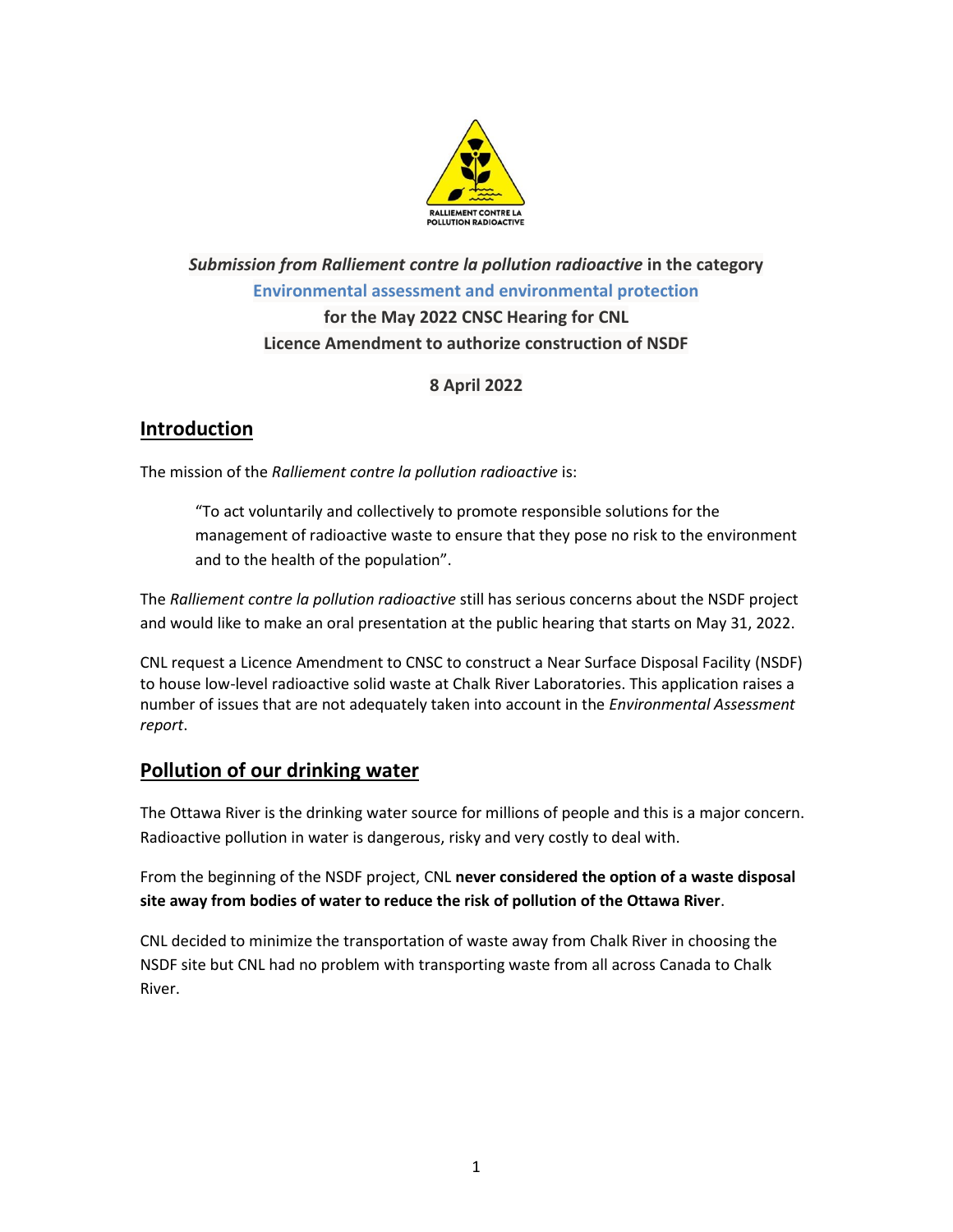*Submission from Ralliement contre la pollution radioactive* **in the category**

**Environmental assessment and environmental protection**

**for the May 2022 CNSC Hearing for CNL**

**Licence Amendment to authorize construction of NSDF**

**8 April 2022**

## Introduction

The mission of the *Ralliement contre la pollution radioactive* is:

> "To act voluntarily and collectively to promote responsible solutions for the management of radioactive waste to ensure that they pose no risk to the environment and to the health of the population".

The *Ralliement contre la pollution radioactive* still has serious concerns about the NSDF project and would like to make an oral presentation at the public hearing that starts on May 31, 2022.

CNL request a Licence Amendment to CNSC to construct a Near Surface Disposal Facility (NSDF) to house low-level radioactive solid waste at Chalk River Laboratories. This application raises a number of issues that are not adequately taken into account in the *Environmental Assessment report*.

## Pollution of our drinking water

The Ottawa River is the drinking water source for millions of people and this is a major concern. Radioactive pollution in water is dangerous, risky and very costly to deal with.

From the beginning of the NSDF project, CNL **never considered the option of a waste disposal site away from bodies of water to reduce the risk of pollution of the Ottawa River**.

CNL decided to minimize the transportation of waste away from Chalk River in choosing the NSDF site but CNL had no problem with transporting waste from all across Canada to Chalk River.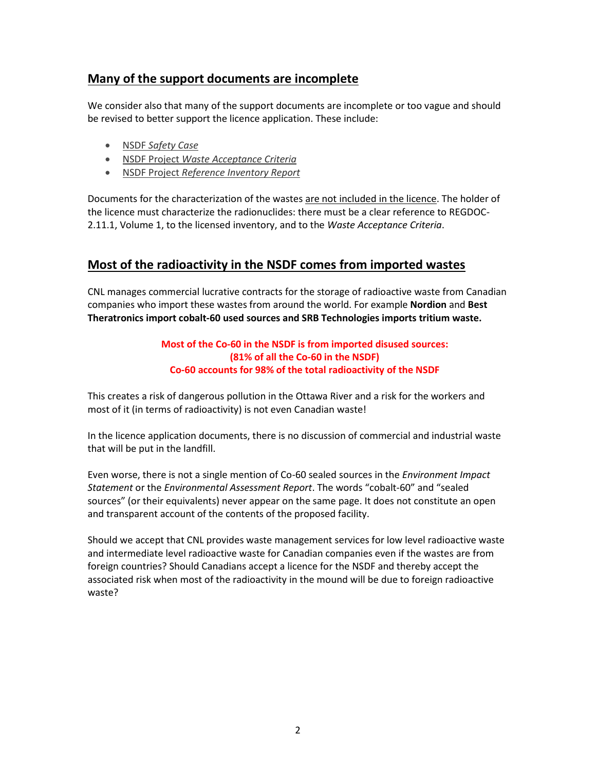## Many of the support documents are incomplete

We consider also that many of the support documents are incomplete or too vague and should be revised to better support the licence application. These include:

- NSDF *Safety Case*
- NSDF Project *Waste Acceptance Criteria*
- NSDF Project *Reference Inventory Report*

Documents for the characterization of the wastes are not included in the licence. The holder of the licence must characterize the radionuclides: there must be a clear reference to REGDOC-2.11.1, Volume 1, to the licensed inventory, and to the *Waste Acceptance Criteria*.

## Most of the radioactivity in the NSDF comes from imported wastes

CNL manages commercial lucrative contracts for the storage of radioactive waste from Canadian companies who import these wastes from around the world. For example **Nordion** and **Best Theratronics import cobalt-60 used sources and SRB Technologies imports tritium waste.**

**Most of the Co-60 in the NSDF is from imported disused sources:**
**(81% of all the Co-60 in the NSDF)**
**Co-60 accounts for 98% of the total radioactivity of the NSDF**

This creates a risk of dangerous pollution in the Ottawa River and a risk for the workers and most of it (in terms of radioactivity) is not even Canadian waste!

In the licence application documents, there is no discussion of commercial and industrial waste that will be put in the landfill.

Even worse, there is not a single mention of Co-60 sealed sources in the *Environment Impact Statement* or the *Environmental Assessment Report*. The words "cobalt-60" and "sealed sources" (or their equivalents) never appear on the same page. It does not constitute an open and transparent account of the contents of the proposed facility.

Should we accept that CNL provides waste management services for low level radioactive waste and intermediate level radioactive waste for Canadian companies even if the wastes are from foreign countries? Should Canadians accept a licence for the NSDF and thereby accept the associated risk when most of the radioactivity in the mound will be due to foreign radioactive waste?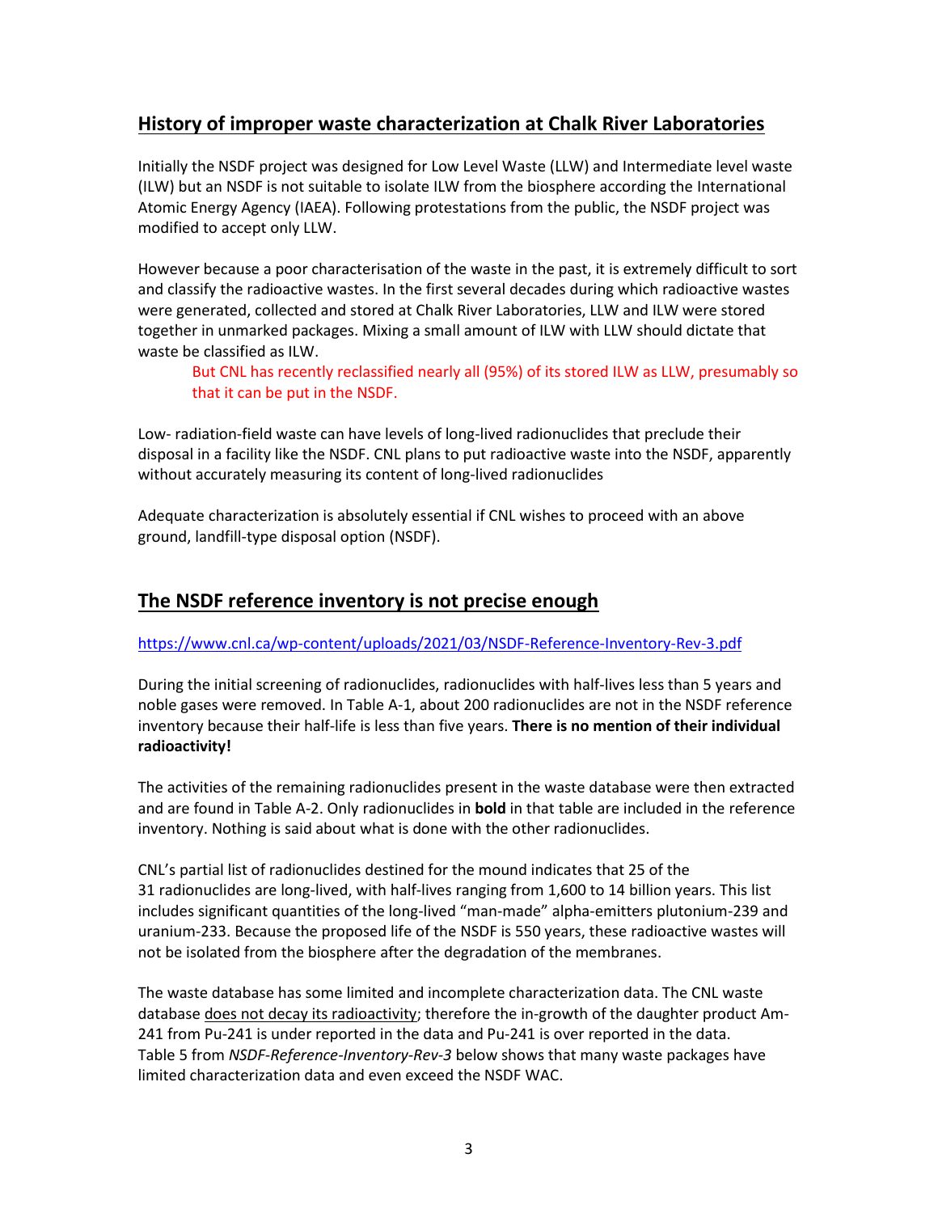## History of improper waste characterization at Chalk River Laboratories

Initially the NSDF project was designed for Low Level Waste (LLW) and Intermediate level waste (ILW) but an NSDF is not suitable to isolate ILW from the biosphere according the International Atomic Energy Agency (IAEA). Following protestations from the public, the NSDF project was modified to accept only LLW.

However because a poor characterisation of the waste in the past, it is extremely difficult to sort and classify the radioactive wastes. In the first several decades during which radioactive wastes were generated, collected and stored at Chalk River Laboratories, LLW and ILW were stored together in unmarked packages. Mixing a small amount of ILW with LLW should dictate that waste be classified as ILW.

> But CNL has recently reclassified nearly all (95%) of its stored ILW as LLW, presumably so that it can be put in the NSDF.

Low- radiation-field waste can have levels of long-lived radionuclides that preclude their disposal in a facility like the NSDF. CNL plans to put radioactive waste into the NSDF, apparently without accurately measuring its content of long-lived radionuclides

Adequate characterization is absolutely essential if CNL wishes to proceed with an above ground, landfill-type disposal option (NSDF).

## The NSDF reference inventory is not precise enough

https://www.cnl.ca/wp-content/uploads/2021/03/NSDF-Reference-Inventory-Rev-3.pdf

During the initial screening of radionuclides, radionuclides with half-lives less than 5 years and noble gases were removed. In Table A-1, about 200 radionuclides are not in the NSDF reference inventory because their half-life is less than five years. **There is no mention of their individual radioactivity!**

The activities of the remaining radionuclides present in the waste database were then extracted and are found in Table A-2. Only radionuclides in **bold** in that table are included in the reference inventory. Nothing is said about what is done with the other radionuclides.

CNL's partial list of radionuclides destined for the mound indicates that 25 of the 31 radionuclides are long-lived, with half-lives ranging from 1,600 to 14 billion years. This list includes significant quantities of the long-lived "man-made" alpha-emitters plutonium-239 and uranium-233. Because the proposed life of the NSDF is 550 years, these radioactive wastes will not be isolated from the biosphere after the degradation of the membranes.

The waste database has some limited and incomplete characterization data. The CNL waste database does not decay its radioactivity; therefore the in-growth of the daughter product Am-241 from Pu-241 is under reported in the data and Pu-241 is over reported in the data. Table 5 from *NSDF-Reference-Inventory-Rev-3* below shows that many waste packages have limited characterization data and even exceed the NSDF WAC.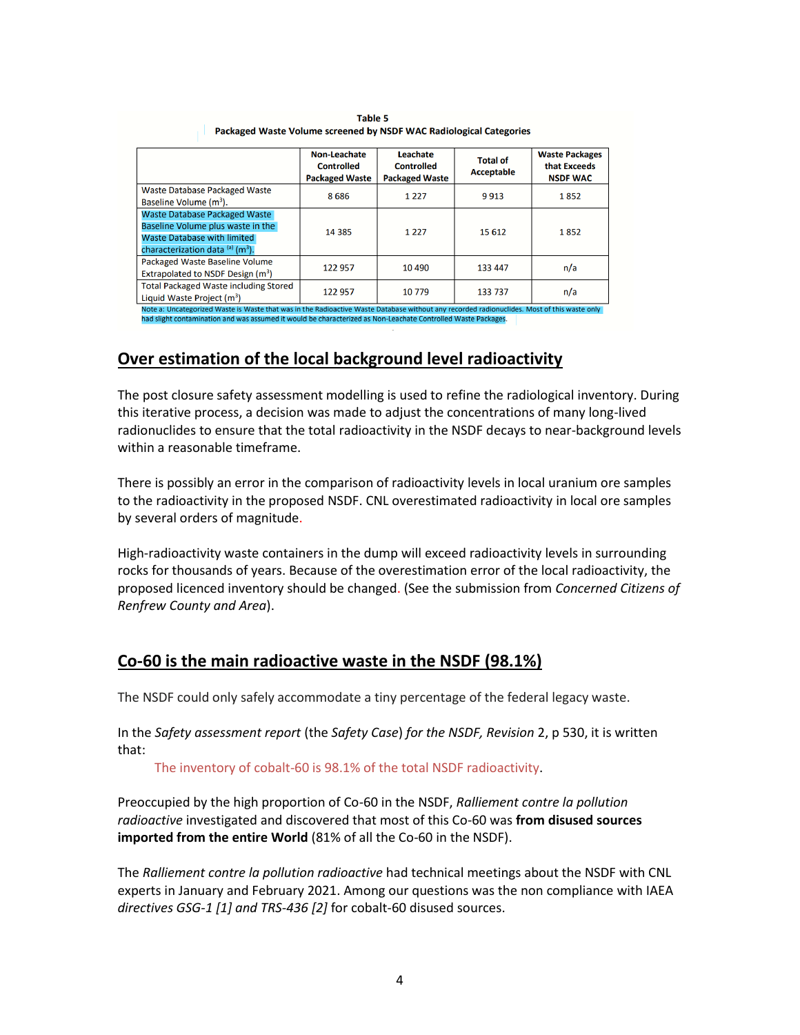**Table 5**
**Packaged Waste Volume screened by NSDF WAC Radiological Categories**

| | Non-Leachate Controlled Packaged Waste | Leachate Controlled Packaged Waste | Total of Acceptable | Waste Packages that Exceeds NSDF WAC |
|---|---|---|---|---|
| Waste Database Packaged Waste Baseline Volume ($m^3$). | 8 686 | 1 227 | 9 913 | 1 852 |
| Waste Database Packaged Waste Baseline Volume plus waste in the Waste Database with limited characterization data [a] ($m^3$). | 14 385 | 1 227 | 15 612 | 1 852 |
| Packaged Waste Baseline Volume Extrapolated to NSDF Design ($m^3$) | 122 957 | 10 490 | 133 447 | n/a |
| Total Packaged Waste including Stored Liquid Waste Project ($m^3$) | 122 957 | 10 779 | 133 737 | n/a |

Note a: Uncategorized Waste is Waste that was in the Radioactive Waste Database without any recorded radionuclides. Most of this waste only had slight contamination and was assumed it would be characterized as Non-Leachate Controlled Waste Packages.

## Over estimation of the local background level radioactivity

The post closure safety assessment modelling is used to refine the radiological inventory. During this iterative process, a decision was made to adjust the concentrations of many long-lived radionuclides to ensure that the total radioactivity in the NSDF decays to near-background levels within a reasonable timeframe.

There is possibly an error in the comparison of radioactivity levels in local uranium ore samples to the radioactivity in the proposed NSDF. CNL overestimated radioactivity in local ore samples by several orders of magnitude.

High-radioactivity waste containers in the dump will exceed radioactivity levels in surrounding rocks for thousands of years. Because of the overestimation error of the local radioactivity, the proposed licenced inventory should be changed. (See the submission from *Concerned Citizens of Renfrew County and Area*).

## Co-60 is the main radioactive waste in the NSDF (98.1%)

The NSDF could only safely accommodate a tiny percentage of the federal legacy waste.

In the *Safety assessment report* (the *Safety Case*) *for the NSDF, Revision* 2, p 530, it is written that:

> The inventory of cobalt-60 is 98.1% of the total NSDF radioactivity.

Preoccupied by the high proportion of Co-60 in the NSDF, *Ralliement contre la pollution radioactive* investigated and discovered that most of this Co-60 was **from disused sources imported from the entire World** (81% of all the Co-60 in the NSDF).

The *Ralliement contre la pollution radioactive* had technical meetings about the NSDF with CNL experts in January and February 2021. Among our questions was the non compliance with IAEA *directives GSG-1 [1] and TRS-436 [2]* for cobalt-60 disused sources.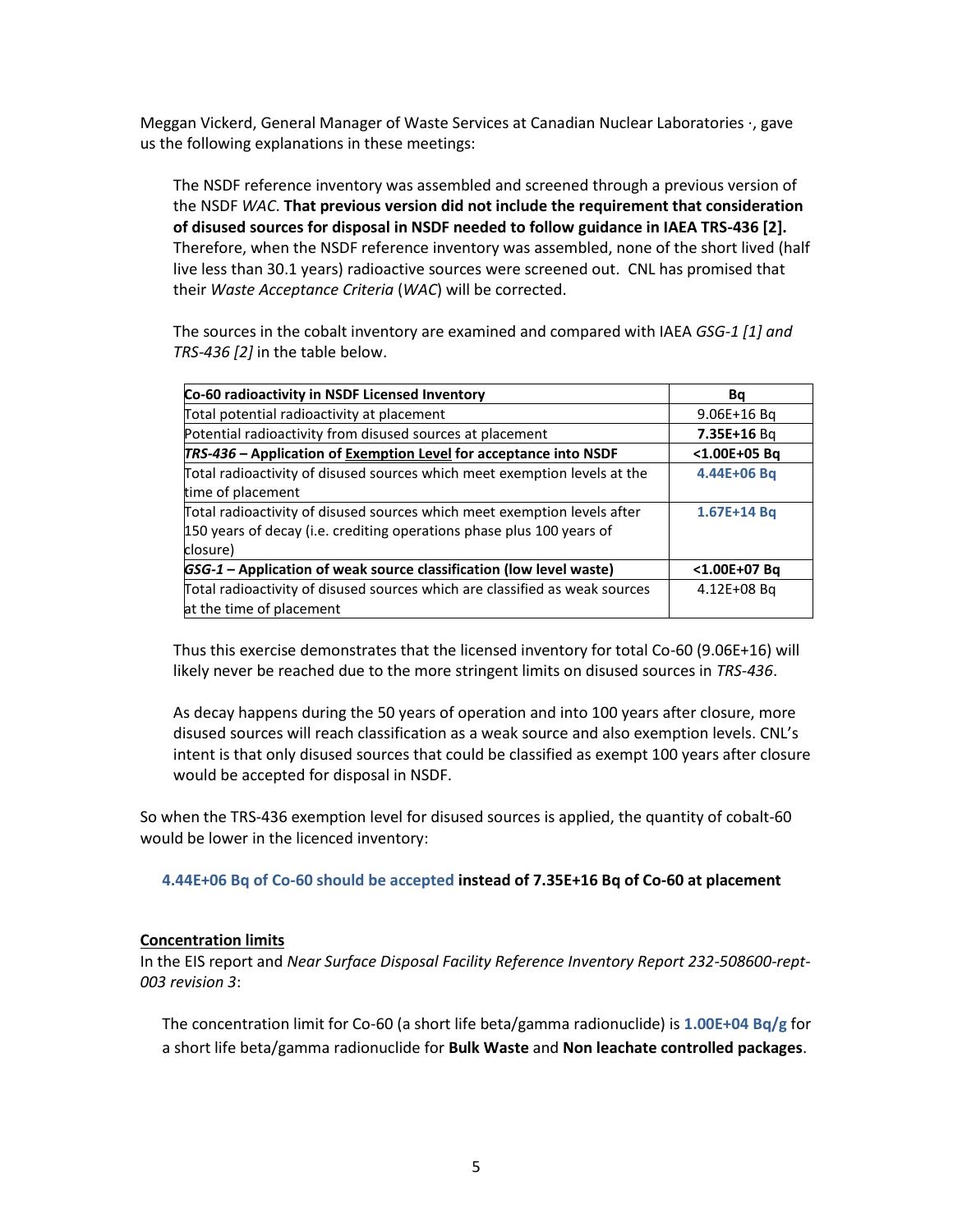Meggan Vickerd, General Manager of Waste Services at Canadian Nuclear Laboratories ·, gave us the following explanations in these meetings:

> The NSDF reference inventory was assembled and screened through a previous version of the NSDF *WAC*. **That previous version did not include the requirement that consideration of disused sources for disposal in NSDF needed to follow guidance in IAEA TRS-436 [2].** Therefore, when the NSDF reference inventory was assembled, none of the short lived (half live less than 30.1 years) radioactive sources were screened out. CNL has promised that their *Waste Acceptance Criteria* (*WAC*) will be corrected.
>
> The sources in the cobalt inventory are examined and compared with IAEA *GSG-1 [1] and TRS-436 [2]* in the table below.
>
> | **Co-60 radioactivity in NSDF Licensed Inventory** | **Bq** |
> |---|---|
> | Total potential radioactivity at placement | 9.06E+16 Bq |
> | Potential radioactivity from disused sources at placement | **7.35E+16** Bq |
> | ***TRS-436* – Application of Exemption Level for acceptance into NSDF** | **<1.00E+05 Bq** |
> | Total radioactivity of disused sources which meet exemption levels at the time of placement | **4.44E+06 Bq** |
> | Total radioactivity of disused sources which meet exemption levels after 150 years of decay (i.e. crediting operations phase plus 100 years of closure) | **1.67E+14 Bq** |
> | ***GSG-1* – Application of weak source classification (low level waste)** | **<1.00E+07 Bq** |
> | Total radioactivity of disused sources which are classified as weak sources at the time of placement | 4.12E+08 Bq |
>
> Thus this exercise demonstrates that the licensed inventory for total Co-60 (9.06E+16) will likely never be reached due to the more stringent limits on disused sources in *TRS-436*.
>
> As decay happens during the 50 years of operation and into 100 years after closure, more disused sources will reach classification as a weak source and also exemption levels. CNL's intent is that only disused sources that could be classified as exempt 100 years after closure would be accepted for disposal in NSDF.

So when the TRS-436 exemption level for disused sources is applied, the quantity of cobalt-60 would be lower in the licenced inventory:

> **4.44E+06 Bq of Co-60 should be accepted instead of 7.35E+16 Bq of Co-60 at placement**

## Concentration limits

In the EIS report and *Near Surface Disposal Facility Reference Inventory Report 232-508600-rept-003 revision 3*:

> The concentration limit for Co-60 (a short life beta/gamma radionuclide) is **1.00E+04 Bq/g** for a short life beta/gamma radionuclide for **Bulk Waste** and **Non leachate controlled packages**.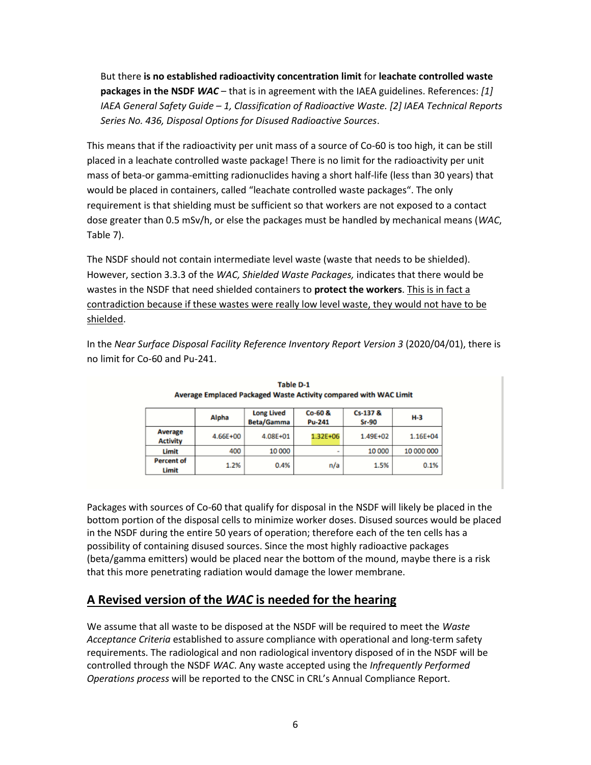But there **is no established radioactivity concentration limit** for **leachate controlled waste packages in the NSDF *WAC*** – that is in agreement with the IAEA guidelines. References: *[1] IAEA General Safety Guide – 1, Classification of Radioactive Waste. [2] IAEA Technical Reports Series No. 436, Disposal Options for Disused Radioactive Sources*.

This means that if the radioactivity per unit mass of a source of Co-60 is too high, it can be still placed in a leachate controlled waste package! There is no limit for the radioactivity per unit mass of beta-or gamma-emitting radionuclides having a short half-life (less than 30 years) that would be placed in containers, called "leachate controlled waste packages". The only requirement is that shielding must be sufficient so that workers are not exposed to a contact dose greater than 0.5 mSv/h, or else the packages must be handled by mechanical means (*WAC*, Table 7).

The NSDF should not contain intermediate level waste (waste that needs to be shielded). However, section 3.3.3 of the *WAC, Shielded Waste Packages,* indicates that there would be wastes in the NSDF that need shielded containers to **protect the workers**. <u>This is in fact a contradiction because if these wastes were really low level waste, they would not have to be shielded</u>.

In the *Near Surface Disposal Facility Reference Inventory Report Version 3* (2020/04/01), there is no limit for Co-60 and Pu-241.

**Table D-1**
**Average Emplaced Packaged Waste Activity compared with WAC Limit**

| | Alpha | Long Lived Beta/Gamma | Co-60 & Pu-241 | Cs-137 & Sr-90 | H-3 |
|---|---|---|---|---|---|
| **Average Activity** | 4.66E+00 | 4.08E+01 | 1.32E+06 | 1.49E+02 | 1.16E+04 |
| **Limit** | 400 | 10 000 | - | 10 000 | 10 000 000 |
| **Percent of Limit** | 1.2% | 0.4% | n/a | 1.5% | 0.1% |

Packages with sources of Co-60 that qualify for disposal in the NSDF will likely be placed in the bottom portion of the disposal cells to minimize worker doses. Disused sources would be placed in the NSDF during the entire 50 years of operation; therefore each of the ten cells has a possibility of containing disused sources. Since the most highly radioactive packages (beta/gamma emitters) would be placed near the bottom of the mound, maybe there is a risk that this more penetrating radiation would damage the lower membrane.

## <u>A Revised version of the *WAC* is needed for the hearing</u>

We assume that all waste to be disposed at the NSDF will be required to meet the *Waste Acceptance Criteria* established to assure compliance with operational and long-term safety requirements. The radiological and non radiological inventory disposed of in the NSDF will be controlled through the NSDF *WAC*. Any waste accepted using the *Infrequently Performed Operations process* will be reported to the CNSC in CRL's Annual Compliance Report.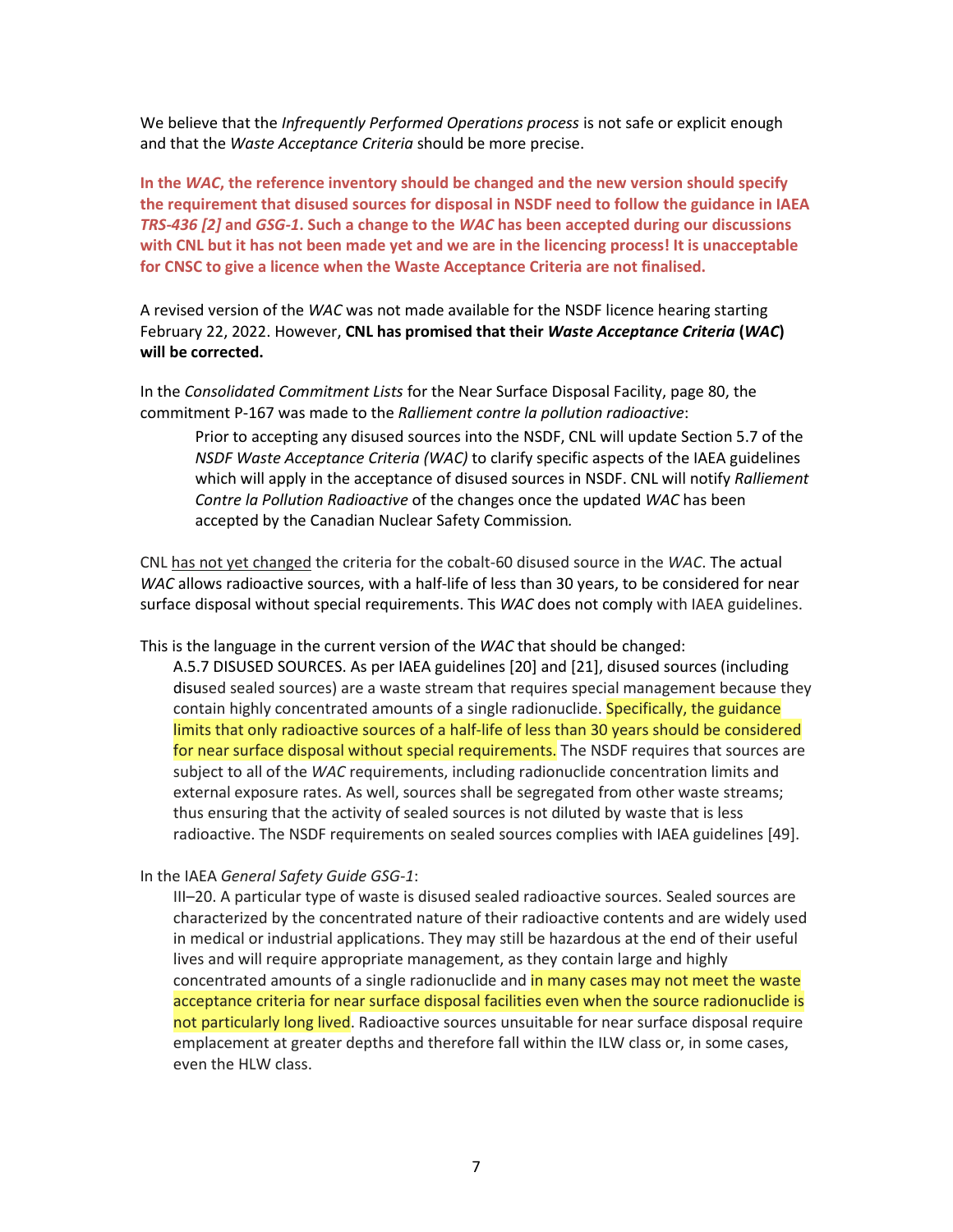We believe that the *Infrequently Performed Operations process* is not safe or explicit enough and that the *Waste Acceptance Criteria* should be more precise.

**In the *WAC*, the reference inventory should be changed and the new version should specify the requirement that disused sources for disposal in NSDF need to follow the guidance in IAEA *TRS-436* [2] and *GSG-1*. Such a change to the *WAC* has been accepted during our discussions with CNL but it has not been made yet and we are in the licencing process! It is unacceptable for CNSC to give a licence when the Waste Acceptance Criteria are not finalised.**

A revised version of the *WAC* was not made available for the NSDF licence hearing starting February 22, 2022. However, **CNL has promised that their *Waste Acceptance Criteria* (*WAC*) will be corrected.**

In the *Consolidated Commitment Lists* for the Near Surface Disposal Facility, page 80, the commitment P-167 was made to the *Ralliement contre la pollution radioactive*:

> Prior to accepting any disused sources into the NSDF, CNL will update Section 5.7 of the *NSDF Waste Acceptance Criteria (WAC)* to clarify specific aspects of the IAEA guidelines which will apply in the acceptance of disused sources in NSDF. CNL will notify *Ralliement Contre la Pollution Radioactive* of the changes once the updated *WAC* has been accepted by the Canadian Nuclear Safety Commission*.*

CNL <u>has not yet changed</u> the criteria for the cobalt-60 disused source in the *WAC*. The actual *WAC* allows radioactive sources, with a half-life of less than 30 years, to be considered for near surface disposal without special requirements. This *WAC* does not comply with IAEA guidelines.

This is the language in the current version of the *WAC* that should be changed:

> A.5.7 DISUSED SOURCES. As per IAEA guidelines [20] and [21], disused sources (including disused sealed sources) are a waste stream that requires special management because they contain highly concentrated amounts of a single radionuclide. Specifically, the guidance limits that only radioactive sources of a half-life of less than 30 years should be considered for near surface disposal without special requirements. The NSDF requires that sources are subject to all of the *WAC* requirements, including radionuclide concentration limits and external exposure rates. As well, sources shall be segregated from other waste streams; thus ensuring that the activity of sealed sources is not diluted by waste that is less radioactive. The NSDF requirements on sealed sources complies with IAEA guidelines [49].

In the IAEA *General Safety Guide GSG-1*:

> III–20. A particular type of waste is disused sealed radioactive sources. Sealed sources are characterized by the concentrated nature of their radioactive contents and are widely used in medical or industrial applications. They may still be hazardous at the end of their useful lives and will require appropriate management, as they contain large and highly concentrated amounts of a single radionuclide and in many cases may not meet the waste acceptance criteria for near surface disposal facilities even when the source radionuclide is not particularly long lived. Radioactive sources unsuitable for near surface disposal require emplacement at greater depths and therefore fall within the ILW class or, in some cases, even the HLW class.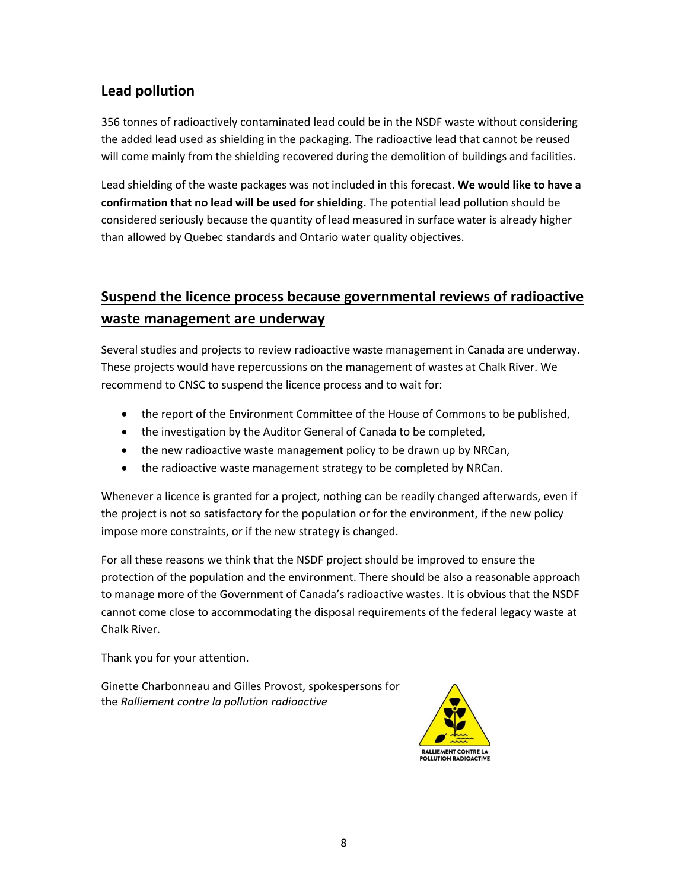## Lead pollution

356 tonnes of radioactively contaminated lead could be in the NSDF waste without considering the added lead used as shielding in the packaging. The radioactive lead that cannot be reused will come mainly from the shielding recovered during the demolition of buildings and facilities.

Lead shielding of the waste packages was not included in this forecast. **We would like to have a confirmation that no lead will be used for shielding.** The potential lead pollution should be considered seriously because the quantity of lead measured in surface water is already higher than allowed by Quebec standards and Ontario water quality objectives.

## Suspend the licence process because governmental reviews of radioactive waste management are underway

Several studies and projects to review radioactive waste management in Canada are underway. These projects would have repercussions on the management of wastes at Chalk River. We recommend to CNSC to suspend the licence process and to wait for:

- the report of the Environment Committee of the House of Commons to be published,
- the investigation by the Auditor General of Canada to be completed,
- the new radioactive waste management policy to be drawn up by NRCan,
- the radioactive waste management strategy to be completed by NRCan.

Whenever a licence is granted for a project, nothing can be readily changed afterwards, even if the project is not so satisfactory for the population or for the environment, if the new policy impose more constraints, or if the new strategy is changed.

For all these reasons we think that the NSDF project should be improved to ensure the protection of the population and the environment. There should be also a reasonable approach to manage more of the Government of Canada's radioactive wastes. It is obvious that the NSDF cannot come close to accommodating the disposal requirements of the federal legacy waste at Chalk River.

Thank you for your attention.

Ginette Charbonneau and Gilles Provost, spokespersons for the *Ralliement contre la pollution radioactive*

RALLIEMENT CONTRE LA POLLUTION RADIOACTIVE